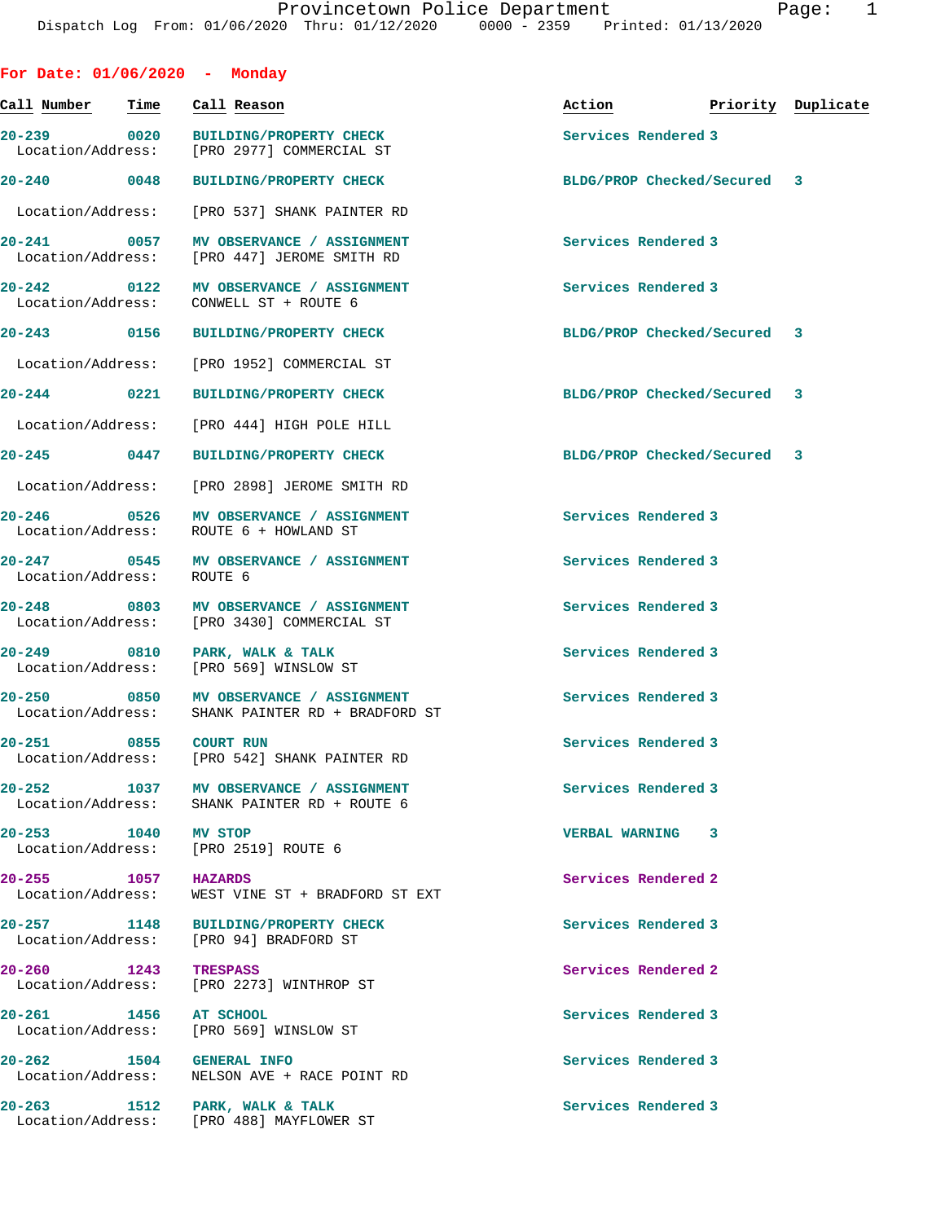Provincetown Police Department
Dispatch Log From: 01/06/2020 Thru: 01/12/2020 0000 - 2359 Printed: 01/13/2020

## For Date: 01/06/2020 - Monday

| Call Number | Time | Call Reason | Action | Priority | Duplicate |
|---|---|---|---|---|---|
| 20-239 | 0020 | BUILDING/PROPERTY CHECK | Services Rendered | 3 | |
| Location/Address: | | [PRO 2977] COMMERCIAL ST | | | |
| 20-240 | 0048 | BUILDING/PROPERTY CHECK | BLDG/PROP Checked/Secured | 3 | |
| Location/Address: | | [PRO 537] SHANK PAINTER RD | | | |
| 20-241 | 0057 | MV OBSERVANCE / ASSIGNMENT | Services Rendered | 3 | |
| Location/Address: | | [PRO 447] JEROME SMITH RD | | | |
| 20-242 | 0122 | MV OBSERVANCE / ASSIGNMENT | Services Rendered | 3 | |
| Location/Address: | | CONWELL ST + ROUTE 6 | | | |
| 20-243 | 0156 | BUILDING/PROPERTY CHECK | BLDG/PROP Checked/Secured | 3 | |
| Location/Address: | | [PRO 1952] COMMERCIAL ST | | | |
| 20-244 | 0221 | BUILDING/PROPERTY CHECK | BLDG/PROP Checked/Secured | 3 | |
| Location/Address: | | [PRO 444] HIGH POLE HILL | | | |
| 20-245 | 0447 | BUILDING/PROPERTY CHECK | BLDG/PROP Checked/Secured | 3 | |
| Location/Address: | | [PRO 2898] JEROME SMITH RD | | | |
| 20-246 | 0526 | MV OBSERVANCE / ASSIGNMENT | Services Rendered | 3 | |
| Location/Address: | | ROUTE 6 + HOWLAND ST | | | |
| 20-247 | 0545 | MV OBSERVANCE / ASSIGNMENT | Services Rendered | 3 | |
| Location/Address: | | ROUTE 6 | | | |
| 20-248 | 0803 | MV OBSERVANCE / ASSIGNMENT | Services Rendered | 3 | |
| Location/Address: | | [PRO 3430] COMMERCIAL ST | | | |
| 20-249 | 0810 | PARK, WALK & TALK | Services Rendered | 3 | |
| Location/Address: | | [PRO 569] WINSLOW ST | | | |
| 20-250 | 0850 | MV OBSERVANCE / ASSIGNMENT | Services Rendered | 3 | |
| Location/Address: | | SHANK PAINTER RD + BRADFORD ST | | | |
| 20-251 | 0855 | COURT RUN | Services Rendered | 3 | |
| Location/Address: | | [PRO 542] SHANK PAINTER RD | | | |
| 20-252 | 1037 | MV OBSERVANCE / ASSIGNMENT | Services Rendered | 3 | |
| Location/Address: | | SHANK PAINTER RD + ROUTE 6 | | | |
| 20-253 | 1040 | MV STOP | VERBAL WARNING | 3 | |
| Location/Address: | | [PRO 2519] ROUTE 6 | | | |
| 20-255 | 1057 | HAZARDS | Services Rendered | 2 | |
| Location/Address: | | WEST VINE ST + BRADFORD ST EXT | | | |
| 20-257 | 1148 | BUILDING/PROPERTY CHECK | Services Rendered | 3 | |
| Location/Address: | | [PRO 94] BRADFORD ST | | | |
| 20-260 | 1243 | TRESPASS | Services Rendered | 2 | |
| Location/Address: | | [PRO 2273] WINTHROP ST | | | |
| 20-261 | 1456 | AT SCHOOL | Services Rendered | 3 | |
| Location/Address: | | [PRO 569] WINSLOW ST | | | |
| 20-262 | 1504 | GENERAL INFO | Services Rendered | 3 | |
| Location/Address: | | NELSON AVE + RACE POINT RD | | | |
| 20-263 | 1512 | PARK, WALK & TALK | Services Rendered | 3 | |
| Location/Address: | | [PRO 488] MAYFLOWER ST | | | |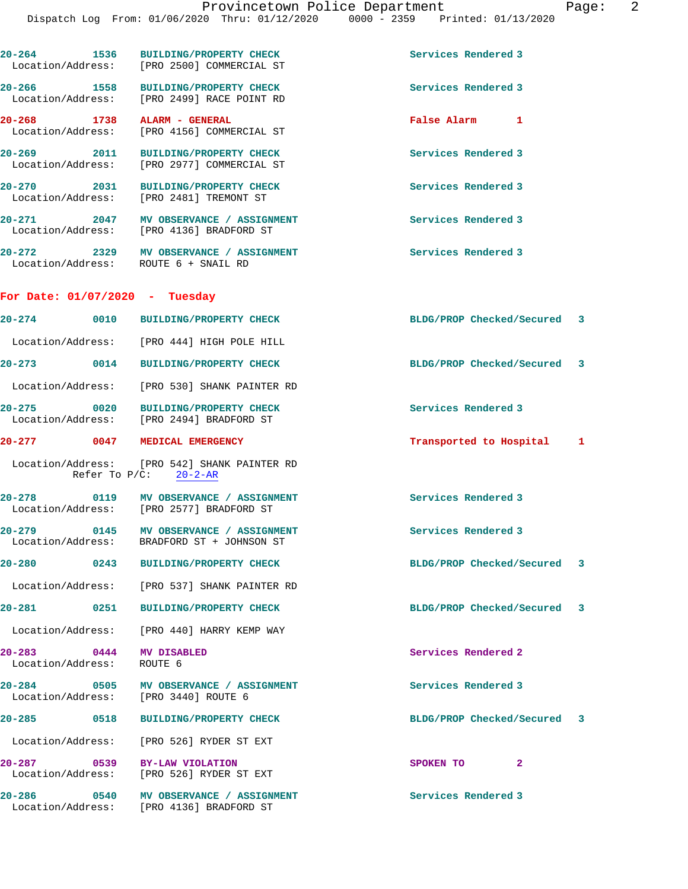20-264 1536 BUILDING/PROPERTY CHECK Services Rendered 3
Location/Address: [PRO 2500] COMMERCIAL ST

20-266 1558 BUILDING/PROPERTY CHECK Services Rendered 3
Location/Address: [PRO 2499] RACE POINT RD

20-268 1738 ALARM - GENERAL False Alarm 1
Location/Address: [PRO 4156] COMMERCIAL ST

20-269 2011 BUILDING/PROPERTY CHECK Services Rendered 3
Location/Address: [PRO 2977] COMMERCIAL ST

20-270 2031 BUILDING/PROPERTY CHECK Services Rendered 3
Location/Address: [PRO 2481] TREMONT ST

20-271 2047 MV OBSERVANCE / ASSIGNMENT Services Rendered 3
Location/Address: [PRO 4136] BRADFORD ST

20-272 2329 MV OBSERVANCE / ASSIGNMENT Services Rendered 3
Location/Address: ROUTE 6 + SNAIL RD

## For Date: 01/07/2020 - Tuesday

20-274 0010 BUILDING/PROPERTY CHECK BLDG/PROP Checked/Secured 3
Location/Address: [PRO 444] HIGH POLE HILL

20-273 0014 BUILDING/PROPERTY CHECK BLDG/PROP Checked/Secured 3
Location/Address: [PRO 530] SHANK PAINTER RD

20-275 0020 BUILDING/PROPERTY CHECK Services Rendered 3
Location/Address: [PRO 2494] BRADFORD ST

20-277 0047 MEDICAL EMERGENCY Transported to Hospital 1
Location/Address: [PRO 542] SHANK PAINTER RD
Refer To P/C: 20-2-AR

20-278 0119 MV OBSERVANCE / ASSIGNMENT Services Rendered 3
Location/Address: [PRO 2577] BRADFORD ST

20-279 0145 MV OBSERVANCE / ASSIGNMENT Services Rendered 3
Location/Address: BRADFORD ST + JOHNSON ST

20-280 0243 BUILDING/PROPERTY CHECK BLDG/PROP Checked/Secured 3
Location/Address: [PRO 537] SHANK PAINTER RD

20-281 0251 BUILDING/PROPERTY CHECK BLDG/PROP Checked/Secured 3
Location/Address: [PRO 440] HARRY KEMP WAY

20-283 0444 MV DISABLED Services Rendered 2
Location/Address: ROUTE 6

20-284 0505 MV OBSERVANCE / ASSIGNMENT Services Rendered 3
Location/Address: [PRO 3440] ROUTE 6

20-285 0518 BUILDING/PROPERTY CHECK BLDG/PROP Checked/Secured 3
Location/Address: [PRO 526] RYDER ST EXT

20-287 0539 BY-LAW VIOLATION SPOKEN TO 2
Location/Address: [PRO 526] RYDER ST EXT

20-286 0540 MV OBSERVANCE / ASSIGNMENT Services Rendered 3
Location/Address: [PRO 4136] BRADFORD ST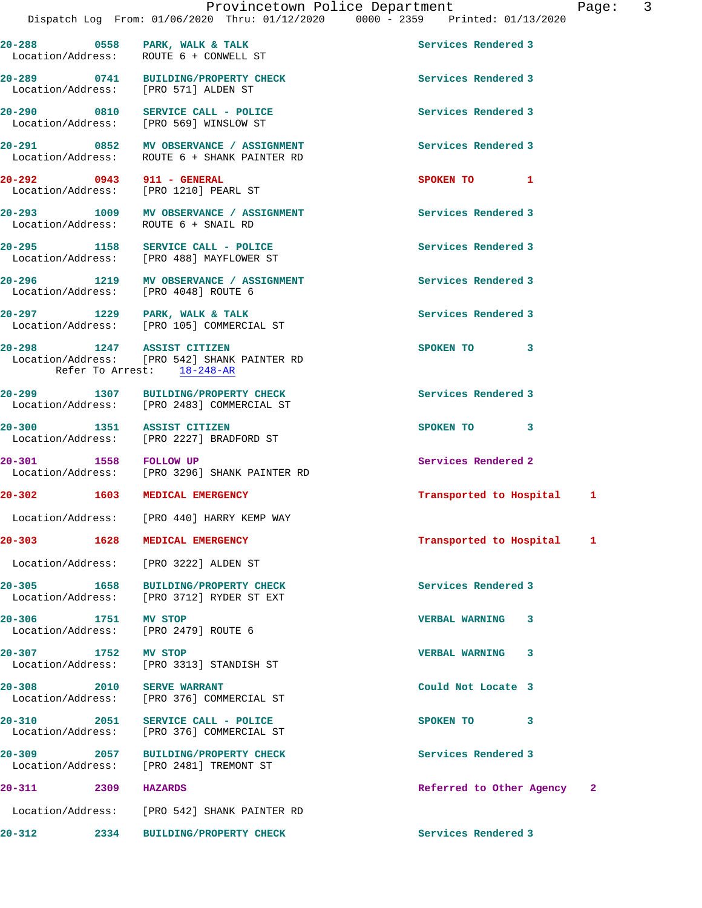20-288 0558 PARK, WALK & TALK Services Rendered 3
Location/Address: ROUTE 6 + CONWELL ST

20-289 0741 BUILDING/PROPERTY CHECK Services Rendered 3
Location/Address: [PRO 571] ALDEN ST

20-290 0810 SERVICE CALL - POLICE Services Rendered 3
Location/Address: [PRO 569] WINSLOW ST

20-291 0852 MV OBSERVANCE / ASSIGNMENT Services Rendered 3
Location/Address: ROUTE 6 + SHANK PAINTER RD

20-292 0943 911 - GENERAL SPOKEN TO 1
Location/Address: [PRO 1210] PEARL ST

20-293 1009 MV OBSERVANCE / ASSIGNMENT Services Rendered 3
Location/Address: ROUTE 6 + SNAIL RD

20-295 1158 SERVICE CALL - POLICE Services Rendered 3
Location/Address: [PRO 488] MAYFLOWER ST

20-296 1219 MV OBSERVANCE / ASSIGNMENT Services Rendered 3
Location/Address: [PRO 4048] ROUTE 6

20-297 1229 PARK, WALK & TALK Services Rendered 3
Location/Address: [PRO 105] COMMERCIAL ST

20-298 1247 ASSIST CITIZEN SPOKEN TO 3
Location/Address: [PRO 542] SHANK PAINTER RD
Refer To Arrest: 18-248-AR

20-299 1307 BUILDING/PROPERTY CHECK Services Rendered 3
Location/Address: [PRO 2483] COMMERCIAL ST

20-300 1351 ASSIST CITIZEN SPOKEN TO 3
Location/Address: [PRO 2227] BRADFORD ST

20-301 1558 FOLLOW UP Services Rendered 2
Location/Address: [PRO 3296] SHANK PAINTER RD

20-302 1603 MEDICAL EMERGENCY Transported to Hospital 1
Location/Address: [PRO 440] HARRY KEMP WAY

20-303 1628 MEDICAL EMERGENCY Transported to Hospital 1
Location/Address: [PRO 3222] ALDEN ST

20-305 1658 BUILDING/PROPERTY CHECK Services Rendered 3
Location/Address: [PRO 3712] RYDER ST EXT

20-306 1751 MV STOP VERBAL WARNING 3
Location/Address: [PRO 2479] ROUTE 6

20-307 1752 MV STOP VERBAL WARNING 3
Location/Address: [PRO 3313] STANDISH ST

20-308 2010 SERVE WARRANT Could Not Locate 3
Location/Address: [PRO 376] COMMERCIAL ST

20-310 2051 SERVICE CALL - POLICE SPOKEN TO 3
Location/Address: [PRO 376] COMMERCIAL ST

20-309 2057 BUILDING/PROPERTY CHECK Services Rendered 3
Location/Address: [PRO 2481] TREMONT ST

20-311 2309 HAZARDS Referred to Other Agency 2
Location/Address: [PRO 542] SHANK PAINTER RD

20-312 2334 BUILDING/PROPERTY CHECK Services Rendered 3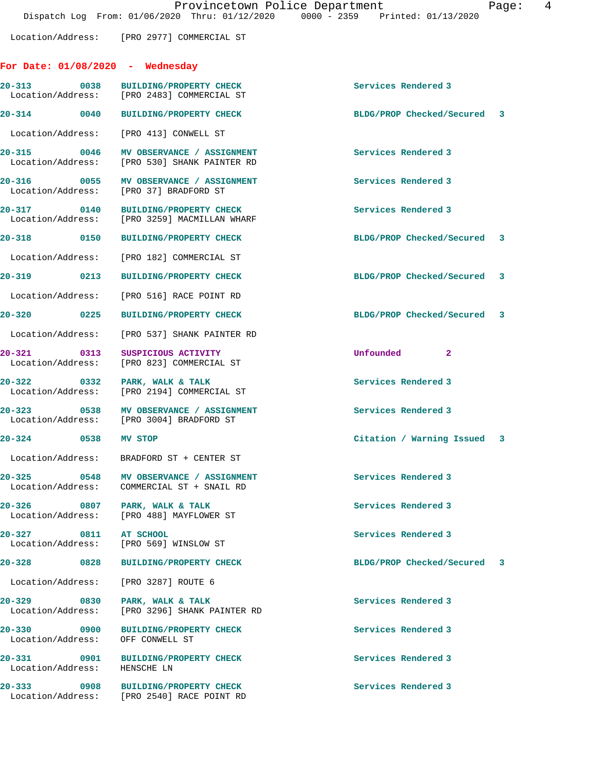Location/Address: [PRO 2977] COMMERCIAL ST

## For Date: 01/08/2020 - Wednesday

**20-313** 0038 **BUILDING/PROPERTY CHECK** Services Rendered 3
Location/Address: [PRO 2483] COMMERCIAL ST

**20-314** 0040 **BUILDING/PROPERTY CHECK** BLDG/PROP Checked/Secured 3
Location/Address: [PRO 413] CONWELL ST

**20-315** 0046 **MV OBSERVANCE / ASSIGNMENT** Services Rendered 3
Location/Address: [PRO 530] SHANK PAINTER RD

**20-316** 0055 **MV OBSERVANCE / ASSIGNMENT** Services Rendered 3
Location/Address: [PRO 37] BRADFORD ST

**20-317** 0140 **BUILDING/PROPERTY CHECK** Services Rendered 3
Location/Address: [PRO 3259] MACMILLAN WHARF

**20-318** 0150 **BUILDING/PROPERTY CHECK** BLDG/PROP Checked/Secured 3
Location/Address: [PRO 182] COMMERCIAL ST

**20-319** 0213 **BUILDING/PROPERTY CHECK** BLDG/PROP Checked/Secured 3
Location/Address: [PRO 516] RACE POINT RD

**20-320** 0225 **BUILDING/PROPERTY CHECK** BLDG/PROP Checked/Secured 3
Location/Address: [PRO 537] SHANK PAINTER RD

**20-321** 0313 **SUSPICIOUS ACTIVITY** Unfounded 2
Location/Address: [PRO 823] COMMERCIAL ST

**20-322** 0332 **PARK, WALK & TALK** Services Rendered 3
Location/Address: [PRO 2194] COMMERCIAL ST

**20-323** 0538 **MV OBSERVANCE / ASSIGNMENT** Services Rendered 3
Location/Address: [PRO 3004] BRADFORD ST

**20-324** 0538 **MV STOP** Citation / Warning Issued 3
Location/Address: BRADFORD ST + CENTER ST

**20-325** 0548 **MV OBSERVANCE / ASSIGNMENT** Services Rendered 3
Location/Address: COMMERCIAL ST + SNAIL RD

**20-326** 0807 **PARK, WALK & TALK** Services Rendered 3
Location/Address: [PRO 488] MAYFLOWER ST

**20-327** 0811 **AT SCHOOL** Services Rendered 3
Location/Address: [PRO 569] WINSLOW ST

**20-328** 0828 **BUILDING/PROPERTY CHECK** BLDG/PROP Checked/Secured 3
Location/Address: [PRO 3287] ROUTE 6

**20-329** 0830 **PARK, WALK & TALK** Services Rendered 3
Location/Address: [PRO 3296] SHANK PAINTER RD

**20-330** 0900 **BUILDING/PROPERTY CHECK** Services Rendered 3
Location/Address: OFF CONWELL ST

**20-331** 0901 **BUILDING/PROPERTY CHECK** Services Rendered 3
Location/Address: HENSCHE LN

**20-333** 0908 **BUILDING/PROPERTY CHECK** Services Rendered 3
Location/Address: [PRO 2540] RACE POINT RD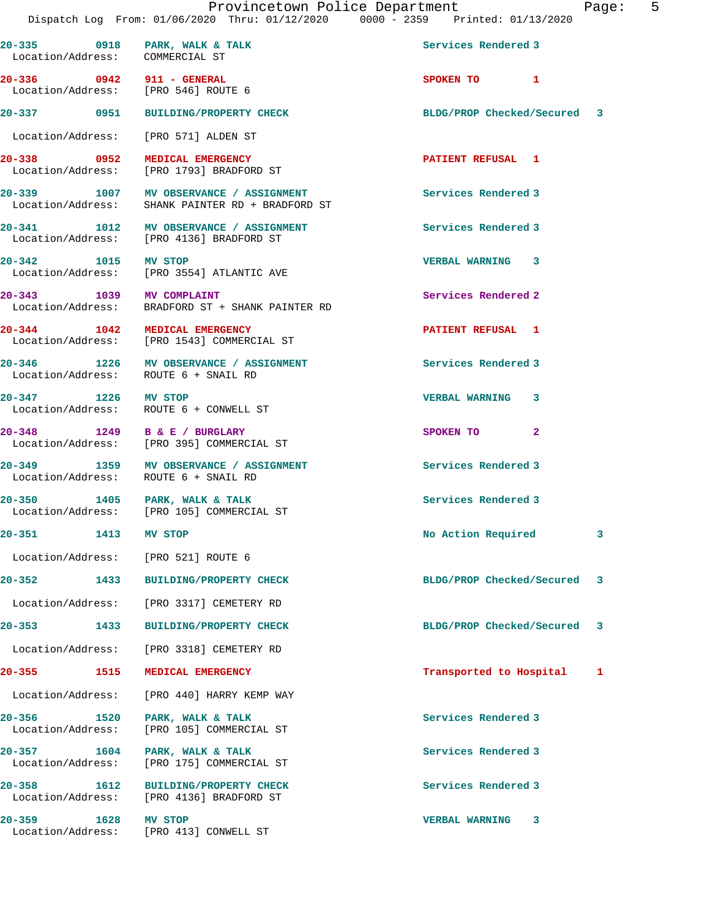20-335 0918 PARK, WALK & TALK Services Rendered 3
Location/Address: COMMERCIAL ST

20-336 0942 911 - GENERAL SPOKEN TO 1
Location/Address: [PRO 546] ROUTE 6

20-337 0951 BUILDING/PROPERTY CHECK BLDG/PROP Checked/Secured 3
Location/Address: [PRO 571] ALDEN ST

20-338 0952 MEDICAL EMERGENCY PATIENT REFUSAL 1
Location/Address: [PRO 1793] BRADFORD ST

20-339 1007 MV OBSERVANCE / ASSIGNMENT Services Rendered 3
Location/Address: SHANK PAINTER RD + BRADFORD ST

20-341 1012 MV OBSERVANCE / ASSIGNMENT Services Rendered 3
Location/Address: [PRO 4136] BRADFORD ST

20-342 1015 MV STOP VERBAL WARNING 3
Location/Address: [PRO 3554] ATLANTIC AVE

20-343 1039 MV COMPLAINT Services Rendered 2
Location/Address: BRADFORD ST + SHANK PAINTER RD

20-344 1042 MEDICAL EMERGENCY PATIENT REFUSAL 1
Location/Address: [PRO 1543] COMMERCIAL ST

20-346 1226 MV OBSERVANCE / ASSIGNMENT Services Rendered 3
Location/Address: ROUTE 6 + SNAIL RD

20-347 1226 MV STOP VERBAL WARNING 3
Location/Address: ROUTE 6 + CONWELL ST

20-348 1249 B & E / BURGLARY SPOKEN TO 2
Location/Address: [PRO 395] COMMERCIAL ST

20-349 1359 MV OBSERVANCE / ASSIGNMENT Services Rendered 3
Location/Address: ROUTE 6 + SNAIL RD

20-350 1405 PARK, WALK & TALK Services Rendered 3
Location/Address: [PRO 105] COMMERCIAL ST

20-351 1413 MV STOP No Action Required 3
Location/Address: [PRO 521] ROUTE 6

20-352 1433 BUILDING/PROPERTY CHECK BLDG/PROP Checked/Secured 3
Location/Address: [PRO 3317] CEMETERY RD

20-353 1433 BUILDING/PROPERTY CHECK BLDG/PROP Checked/Secured 3
Location/Address: [PRO 3318] CEMETERY RD

20-355 1515 MEDICAL EMERGENCY Transported to Hospital 1
Location/Address: [PRO 440] HARRY KEMP WAY

20-356 1520 PARK, WALK & TALK Services Rendered 3
Location/Address: [PRO 105] COMMERCIAL ST

20-357 1604 PARK, WALK & TALK Services Rendered 3
Location/Address: [PRO 175] COMMERCIAL ST

20-358 1612 BUILDING/PROPERTY CHECK Services Rendered 3
Location/Address: [PRO 4136] BRADFORD ST

20-359 1628 MV STOP VERBAL WARNING 3
Location/Address: [PRO 413] CONWELL ST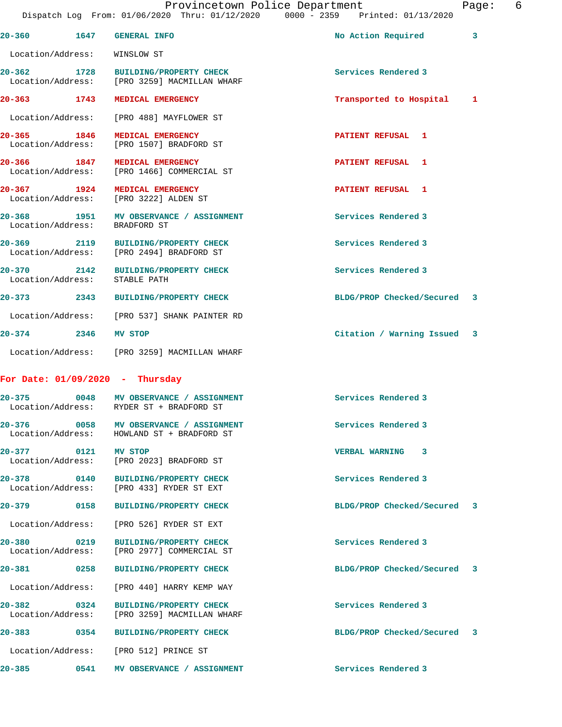| | | | | |
|---|---|---|---|---|
| 20-360 | 1647 | GENERAL INFO | No Action Required | 3 |
| Location/Address: | WINSLOW ST | | | |
| 20-362 | 1728 | BUILDING/PROPERTY CHECK | Services Rendered | 3 |
| Location/Address: | [PRO 3259] MACMILLAN WHARF | | | |
| 20-363 | 1743 | MEDICAL EMERGENCY | Transported to Hospital | 1 |
| Location/Address: | [PRO 488] MAYFLOWER ST | | | |
| 20-365 | 1846 | MEDICAL EMERGENCY | PATIENT REFUSAL | 1 |
| Location/Address: | [PRO 1507] BRADFORD ST | | | |
| 20-366 | 1847 | MEDICAL EMERGENCY | PATIENT REFUSAL | 1 |
| Location/Address: | [PRO 1466] COMMERCIAL ST | | | |
| 20-367 | 1924 | MEDICAL EMERGENCY | PATIENT REFUSAL | 1 |
| Location/Address: | [PRO 3222] ALDEN ST | | | |
| 20-368 | 1951 | MV OBSERVANCE / ASSIGNMENT | Services Rendered | 3 |
| Location/Address: | BRADFORD ST | | | |
| 20-369 | 2119 | BUILDING/PROPERTY CHECK | Services Rendered | 3 |
| Location/Address: | [PRO 2494] BRADFORD ST | | | |
| 20-370 | 2142 | BUILDING/PROPERTY CHECK | Services Rendered | 3 |
| Location/Address: | STABLE PATH | | | |
| 20-373 | 2343 | BUILDING/PROPERTY CHECK | BLDG/PROP Checked/Secured | 3 |
| Location/Address: | [PRO 537] SHANK PAINTER RD | | | |
| 20-374 | 2346 | MV STOP | Citation / Warning Issued | 3 |
| Location/Address: | [PRO 3259] MACMILLAN WHARF | | | |

**For Date: 01/09/2020 - Thursday**

| | | | | |
|---|---|---|---|---|
| 20-375 | 0048 | MV OBSERVANCE / ASSIGNMENT | Services Rendered | 3 |
| Location/Address: | RYDER ST + BRADFORD ST | | | |
| 20-376 | 0058 | MV OBSERVANCE / ASSIGNMENT | Services Rendered | 3 |
| Location/Address: | HOWLAND ST + BRADFORD ST | | | |
| 20-377 | 0121 | MV STOP | VERBAL WARNING | 3 |
| Location/Address: | [PRO 2023] BRADFORD ST | | | |
| 20-378 | 0140 | BUILDING/PROPERTY CHECK | Services Rendered | 3 |
| Location/Address: | [PRO 433] RYDER ST EXT | | | |
| 20-379 | 0158 | BUILDING/PROPERTY CHECK | BLDG/PROP Checked/Secured | 3 |
| Location/Address: | [PRO 526] RYDER ST EXT | | | |
| 20-380 | 0219 | BUILDING/PROPERTY CHECK | Services Rendered | 3 |
| Location/Address: | [PRO 2977] COMMERCIAL ST | | | |
| 20-381 | 0258 | BUILDING/PROPERTY CHECK | BLDG/PROP Checked/Secured | 3 |
| Location/Address: | [PRO 440] HARRY KEMP WAY | | | |
| 20-382 | 0324 | BUILDING/PROPERTY CHECK | Services Rendered | 3 |
| Location/Address: | [PRO 3259] MACMILLAN WHARF | | | |
| 20-383 | 0354 | BUILDING/PROPERTY CHECK | BLDG/PROP Checked/Secured | 3 |
| Location/Address: | [PRO 512] PRINCE ST | | | |
| 20-385 | 0541 | MV OBSERVANCE / ASSIGNMENT | Services Rendered | 3 |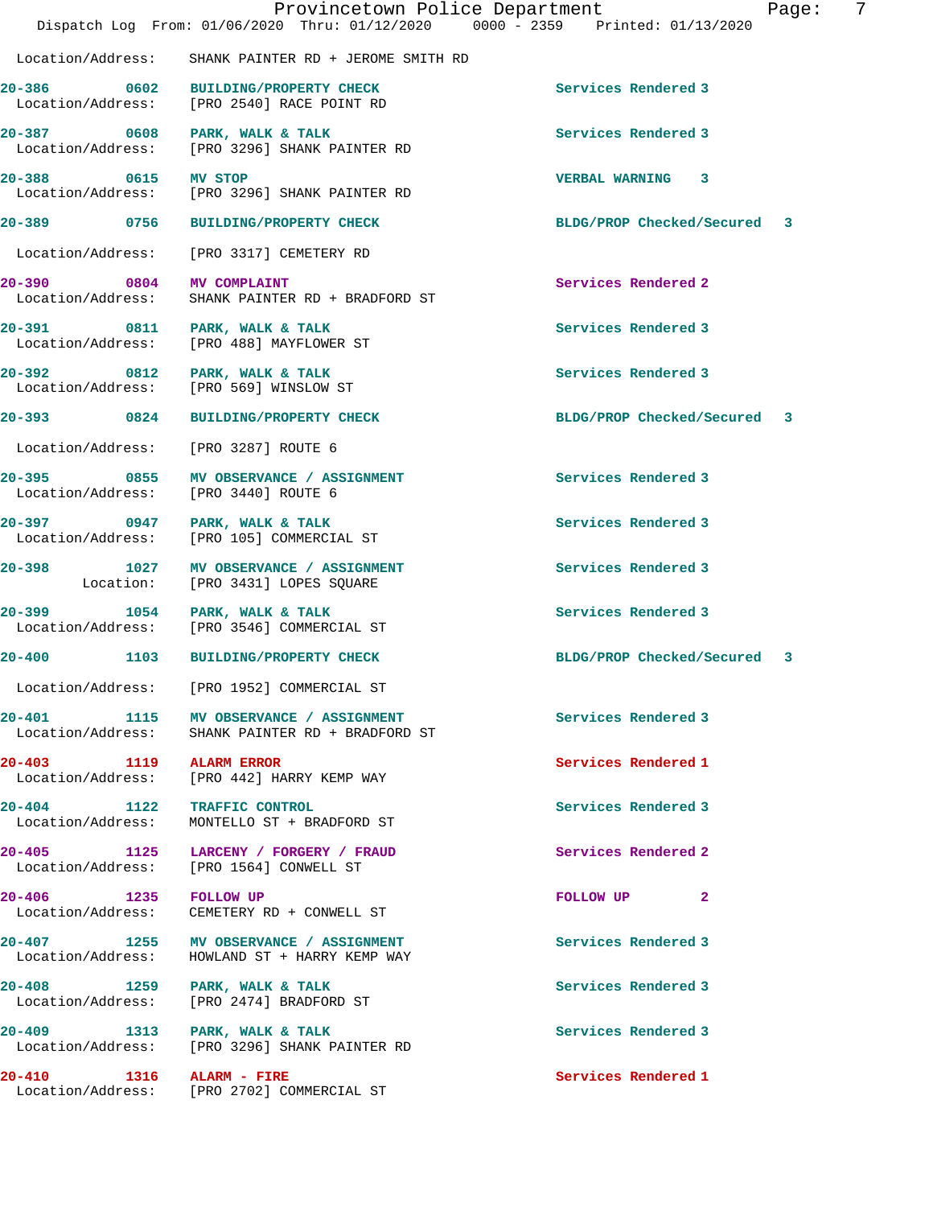Location/Address: SHANK PAINTER RD + JEROME SMITH RD

| Call # | Time | Call Reason | Action / Priority |
|---|---|---|---|
| 20-386 | 0602 | BUILDING/PROPERTY CHECK | Services Rendered 3 |
| | | Location/Address: [PRO 2540] RACE POINT RD | |
| 20-387 | 0608 | PARK, WALK & TALK | Services Rendered 3 |
| | | Location/Address: [PRO 3296] SHANK PAINTER RD | |
| 20-388 | 0615 | MV STOP | VERBAL WARNING 3 |
| | | Location/Address: [PRO 3296] SHANK PAINTER RD | |
| 20-389 | 0756 | BUILDING/PROPERTY CHECK | BLDG/PROP Checked/Secured 3 |
| | | Location/Address: [PRO 3317] CEMETERY RD | |
| 20-390 | 0804 | MV COMPLAINT | Services Rendered 2 |
| | | Location/Address: SHANK PAINTER RD + BRADFORD ST | |
| 20-391 | 0811 | PARK, WALK & TALK | Services Rendered 3 |
| | | Location/Address: [PRO 488] MAYFLOWER ST | |
| 20-392 | 0812 | PARK, WALK & TALK | Services Rendered 3 |
| | | Location/Address: [PRO 569] WINSLOW ST | |
| 20-393 | 0824 | BUILDING/PROPERTY CHECK | BLDG/PROP Checked/Secured 3 |
| | | Location/Address: [PRO 3287] ROUTE 6 | |
| 20-395 | 0855 | MV OBSERVANCE / ASSIGNMENT | Services Rendered 3 |
| | | Location/Address: [PRO 3440] ROUTE 6 | |
| 20-397 | 0947 | PARK, WALK & TALK | Services Rendered 3 |
| | | Location/Address: [PRO 105] COMMERCIAL ST | |
| 20-398 | 1027 | MV OBSERVANCE / ASSIGNMENT | Services Rendered 3 |
| | | Location: [PRO 3431] LOPES SQUARE | |
| 20-399 | 1054 | PARK, WALK & TALK | Services Rendered 3 |
| | | Location/Address: [PRO 3546] COMMERCIAL ST | |
| 20-400 | 1103 | BUILDING/PROPERTY CHECK | BLDG/PROP Checked/Secured 3 |
| | | Location/Address: [PRO 1952] COMMERCIAL ST | |
| 20-401 | 1115 | MV OBSERVANCE / ASSIGNMENT | Services Rendered 3 |
| | | Location/Address: SHANK PAINTER RD + BRADFORD ST | |
| 20-403 | 1119 | ALARM ERROR | Services Rendered 1 |
| | | Location/Address: [PRO 442] HARRY KEMP WAY | |
| 20-404 | 1122 | TRAFFIC CONTROL | Services Rendered 3 |
| | | Location/Address: MONTELLO ST + BRADFORD ST | |
| 20-405 | 1125 | LARCENY / FORGERY / FRAUD | Services Rendered 2 |
| | | Location/Address: [PRO 1564] CONWELL ST | |
| 20-406 | 1235 | FOLLOW UP | FOLLOW UP 2 |
| | | Location/Address: CEMETERY RD + CONWELL ST | |
| 20-407 | 1255 | MV OBSERVANCE / ASSIGNMENT | Services Rendered 3 |
| | | Location/Address: HOWLAND ST + HARRY KEMP WAY | |
| 20-408 | 1259 | PARK, WALK & TALK | Services Rendered 3 |
| | | Location/Address: [PRO 2474] BRADFORD ST | |
| 20-409 | 1313 | PARK, WALK & TALK | Services Rendered 3 |
| | | Location/Address: [PRO 3296] SHANK PAINTER RD | |
| 20-410 | 1316 | ALARM - FIRE | Services Rendered 1 |
| | | Location/Address: [PRO 2702] COMMERCIAL ST | |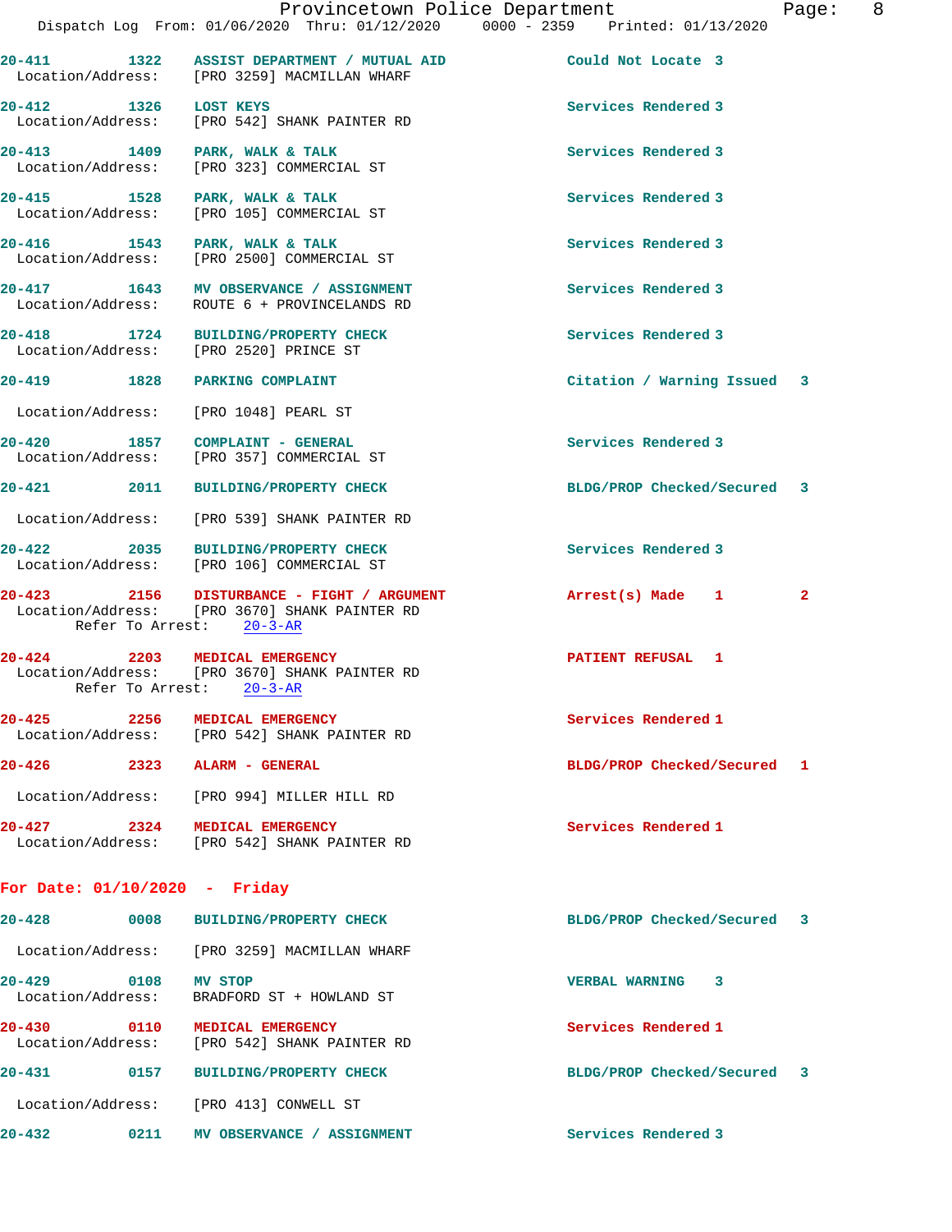20-411 1322 ASSIST DEPARTMENT / MUTUAL AID Could Not Locate 3
Location/Address: [PRO 3259] MACMILLAN WHARF

20-412 1326 LOST KEYS Services Rendered 3
Location/Address: [PRO 542] SHANK PAINTER RD

20-413 1409 PARK, WALK & TALK Services Rendered 3
Location/Address: [PRO 323] COMMERCIAL ST

20-415 1528 PARK, WALK & TALK Services Rendered 3
Location/Address: [PRO 105] COMMERCIAL ST

20-416 1543 PARK, WALK & TALK Services Rendered 3
Location/Address: [PRO 2500] COMMERCIAL ST

20-417 1643 MV OBSERVANCE / ASSIGNMENT Services Rendered 3
Location/Address: ROUTE 6 + PROVINCELANDS RD

20-418 1724 BUILDING/PROPERTY CHECK Services Rendered 3
Location/Address: [PRO 2520] PRINCE ST

20-419 1828 PARKING COMPLAINT Citation / Warning Issued 3
Location/Address: [PRO 1048] PEARL ST

20-420 1857 COMPLAINT - GENERAL Services Rendered 3
Location/Address: [PRO 357] COMMERCIAL ST

20-421 2011 BUILDING/PROPERTY CHECK BLDG/PROP Checked/Secured 3
Location/Address: [PRO 539] SHANK PAINTER RD

20-422 2035 BUILDING/PROPERTY CHECK Services Rendered 3
Location/Address: [PRO 106] COMMERCIAL ST

20-423 2156 DISTURBANCE - FIGHT / ARGUMENT Arrest(s) Made 1 2
Location/Address: [PRO 3670] SHANK PAINTER RD
Refer To Arrest: 20-3-AR

20-424 2203 MEDICAL EMERGENCY PATIENT REFUSAL 1
Location/Address: [PRO 3670] SHANK PAINTER RD
Refer To Arrest: 20-3-AR

20-425 2256 MEDICAL EMERGENCY Services Rendered 1
Location/Address: [PRO 542] SHANK PAINTER RD

20-426 2323 ALARM - GENERAL BLDG/PROP Checked/Secured 1
Location/Address: [PRO 994] MILLER HILL RD

20-427 2324 MEDICAL EMERGENCY Services Rendered 1
Location/Address: [PRO 542] SHANK PAINTER RD

**For Date: 01/10/2020 - Friday**

20-428 0008 BUILDING/PROPERTY CHECK BLDG/PROP Checked/Secured 3
Location/Address: [PRO 3259] MACMILLAN WHARF

20-429 0108 MV STOP VERBAL WARNING 3
Location/Address: BRADFORD ST + HOWLAND ST

20-430 0110 MEDICAL EMERGENCY Services Rendered 1
Location/Address: [PRO 542] SHANK PAINTER RD

20-431 0157 BUILDING/PROPERTY CHECK BLDG/PROP Checked/Secured 3
Location/Address: [PRO 413] CONWELL ST

20-432 0211 MV OBSERVANCE / ASSIGNMENT Services Rendered 3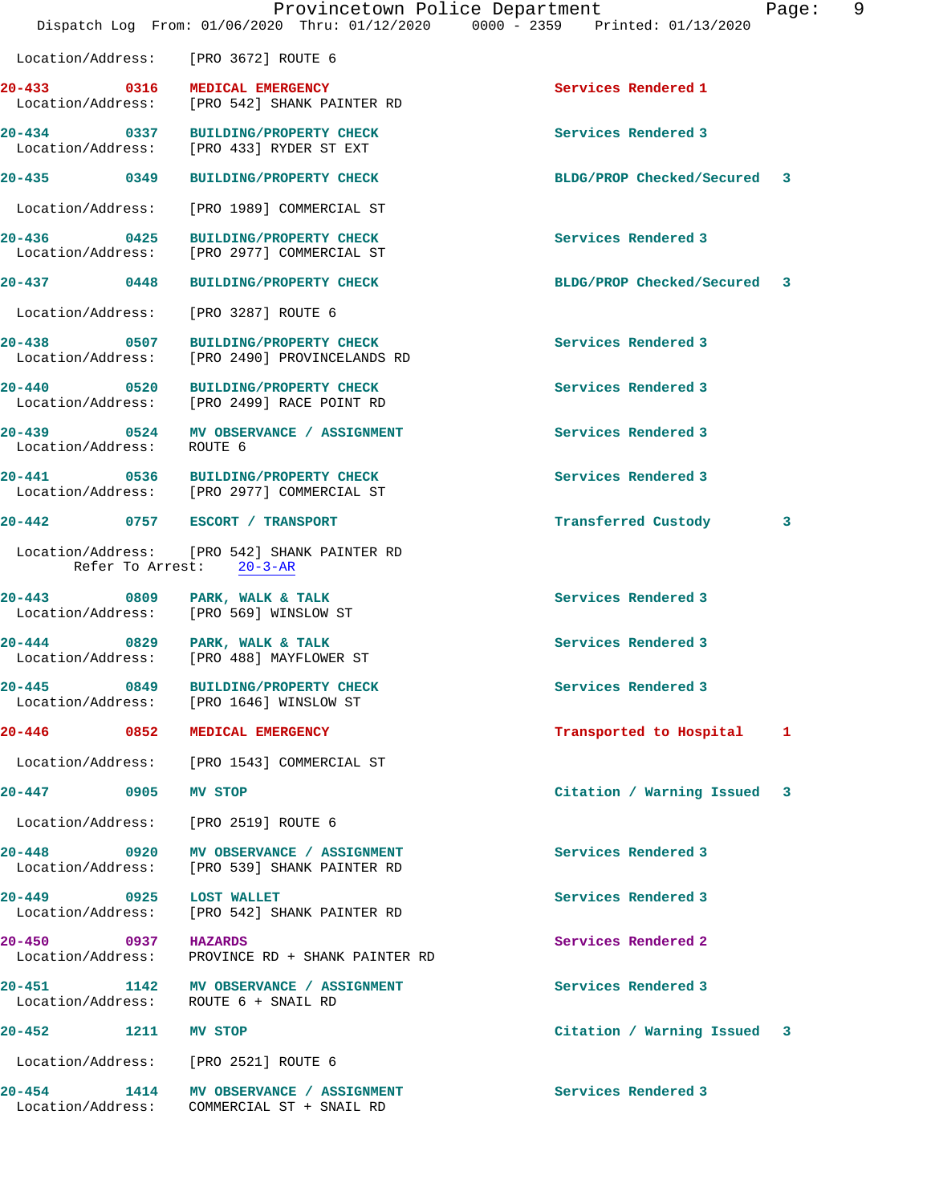Location/Address: [PRO 3672] ROUTE 6

**20-433** 0316 **MEDICAL EMERGENCY** Services Rendered 1
Location/Address: [PRO 542] SHANK PAINTER RD

**20-434** 0337 **BUILDING/PROPERTY CHECK** Services Rendered 3
Location/Address: [PRO 433] RYDER ST EXT

**20-435** 0349 **BUILDING/PROPERTY CHECK** BLDG/PROP Checked/Secured 3
Location/Address: [PRO 1989] COMMERCIAL ST

**20-436** 0425 **BUILDING/PROPERTY CHECK** Services Rendered 3
Location/Address: [PRO 2977] COMMERCIAL ST

**20-437** 0448 **BUILDING/PROPERTY CHECK** BLDG/PROP Checked/Secured 3
Location/Address: [PRO 3287] ROUTE 6

**20-438** 0507 **BUILDING/PROPERTY CHECK** Services Rendered 3
Location/Address: [PRO 2490] PROVINCELANDS RD

**20-440** 0520 **BUILDING/PROPERTY CHECK** Services Rendered 3
Location/Address: [PRO 2499] RACE POINT RD

**20-439** 0524 **MV OBSERVANCE / ASSIGNMENT** Services Rendered 3
Location/Address: ROUTE 6

**20-441** 0536 **BUILDING/PROPERTY CHECK** Services Rendered 3
Location/Address: [PRO 2977] COMMERCIAL ST

**20-442** 0757 **ESCORT / TRANSPORT** Transferred Custody 3
Location/Address: [PRO 542] SHANK PAINTER RD
Refer To Arrest: 20-3-AR

**20-443** 0809 **PARK, WALK & TALK** Services Rendered 3
Location/Address: [PRO 569] WINSLOW ST

**20-444** 0829 **PARK, WALK & TALK** Services Rendered 3
Location/Address: [PRO 488] MAYFLOWER ST

**20-445** 0849 **BUILDING/PROPERTY CHECK** Services Rendered 3
Location/Address: [PRO 1646] WINSLOW ST

**20-446** 0852 **MEDICAL EMERGENCY** Transported to Hospital 1
Location/Address: [PRO 1543] COMMERCIAL ST

**20-447** 0905 **MV STOP** Citation / Warning Issued 3
Location/Address: [PRO 2519] ROUTE 6

**20-448** 0920 **MV OBSERVANCE / ASSIGNMENT** Services Rendered 3
Location/Address: [PRO 539] SHANK PAINTER RD

**20-449** 0925 **LOST WALLET** Services Rendered 3
Location/Address: [PRO 542] SHANK PAINTER RD

**20-450** 0937 **HAZARDS** Services Rendered 2
Location/Address: PROVINCE RD + SHANK PAINTER RD

**20-451** 1142 **MV OBSERVANCE / ASSIGNMENT** Services Rendered 3
Location/Address: ROUTE 6 + SNAIL RD

**20-452** 1211 **MV STOP** Citation / Warning Issued 3
Location/Address: [PRO 2521] ROUTE 6

**20-454** 1414 **MV OBSERVANCE / ASSIGNMENT** Services Rendered 3
Location/Address: COMMERCIAL ST + SNAIL RD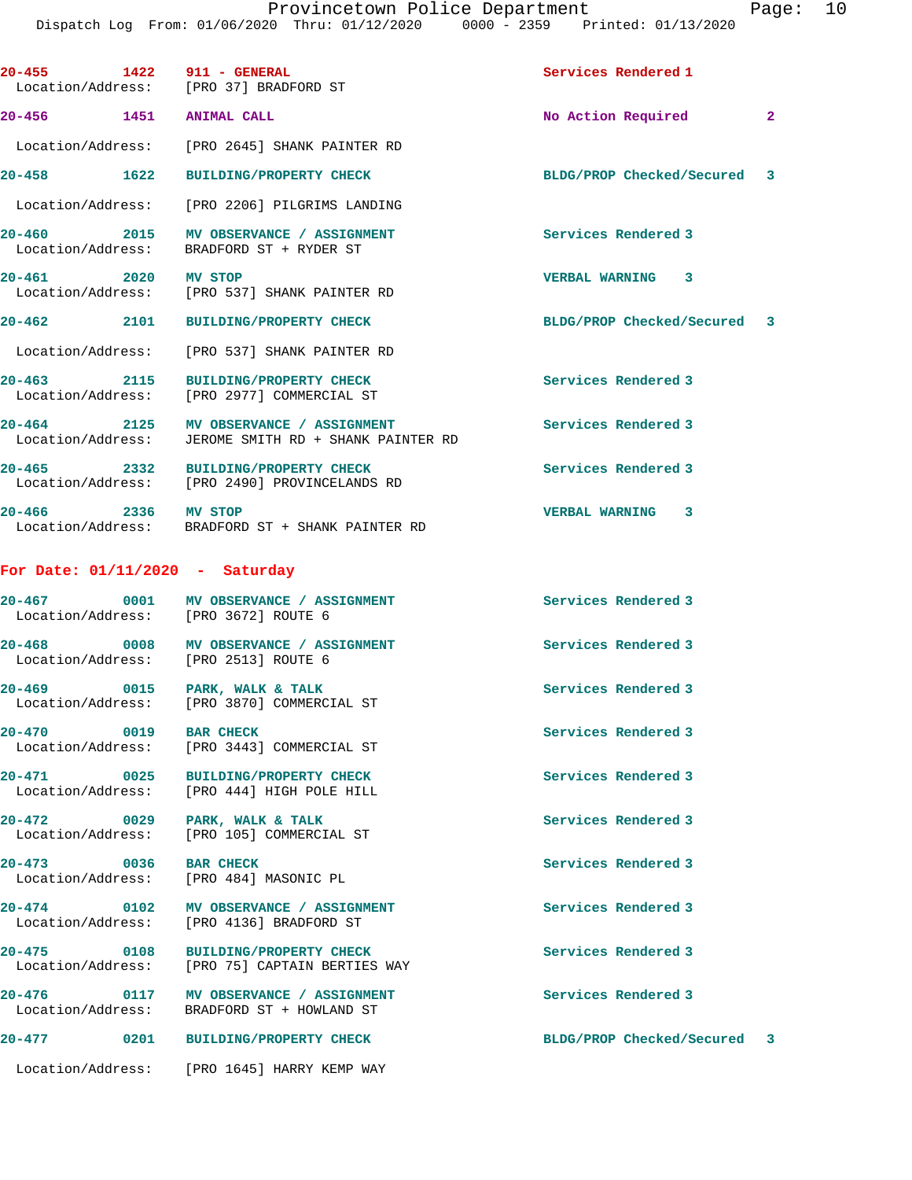| Call # | Time | Call Type | Disposition | Priority |
|---|---|---|---|---|
| 20-455 | 1422 | 911 - GENERAL | Services Rendered | 1 |
| Location/Address: | | [PRO 37] BRADFORD ST | | |
| 20-456 | 1451 | ANIMAL CALL | No Action Required | 2 |
| Location/Address: | | [PRO 2645] SHANK PAINTER RD | | |
| 20-458 | 1622 | BUILDING/PROPERTY CHECK | BLDG/PROP Checked/Secured | 3 |
| Location/Address: | | [PRO 2206] PILGRIMS LANDING | | |
| 20-460 | 2015 | MV OBSERVANCE / ASSIGNMENT | Services Rendered | 3 |
| Location/Address: | | BRADFORD ST + RYDER ST | | |
| 20-461 | 2020 | MV STOP | VERBAL WARNING | 3 |
| Location/Address: | | [PRO 537] SHANK PAINTER RD | | |
| 20-462 | 2101 | BUILDING/PROPERTY CHECK | BLDG/PROP Checked/Secured | 3 |
| Location/Address: | | [PRO 537] SHANK PAINTER RD | | |
| 20-463 | 2115 | BUILDING/PROPERTY CHECK | Services Rendered | 3 |
| Location/Address: | | [PRO 2977] COMMERCIAL ST | | |
| 20-464 | 2125 | MV OBSERVANCE / ASSIGNMENT | Services Rendered | 3 |
| Location/Address: | | JEROME SMITH RD + SHANK PAINTER RD | | |
| 20-465 | 2332 | BUILDING/PROPERTY CHECK | Services Rendered | 3 |
| Location/Address: | | [PRO 2490] PROVINCELANDS RD | | |
| 20-466 | 2336 | MV STOP | VERBAL WARNING | 3 |
| Location/Address: | | BRADFORD ST + SHANK PAINTER RD | | |

## For Date: 01/11/2020 - Saturday

| Call # | Time | Call Type | Disposition | Priority |
|---|---|---|---|---|
| 20-467 | 0001 | MV OBSERVANCE / ASSIGNMENT | Services Rendered | 3 |
| Location/Address: | | [PRO 3672] ROUTE 6 | | |
| 20-468 | 0008 | MV OBSERVANCE / ASSIGNMENT | Services Rendered | 3 |
| Location/Address: | | [PRO 2513] ROUTE 6 | | |
| 20-469 | 0015 | PARK, WALK & TALK | Services Rendered | 3 |
| Location/Address: | | [PRO 3870] COMMERCIAL ST | | |
| 20-470 | 0019 | BAR CHECK | Services Rendered | 3 |
| Location/Address: | | [PRO 3443] COMMERCIAL ST | | |
| 20-471 | 0025 | BUILDING/PROPERTY CHECK | Services Rendered | 3 |
| Location/Address: | | [PRO 444] HIGH POLE HILL | | |
| 20-472 | 0029 | PARK, WALK & TALK | Services Rendered | 3 |
| Location/Address: | | [PRO 105] COMMERCIAL ST | | |
| 20-473 | 0036 | BAR CHECK | Services Rendered | 3 |
| Location/Address: | | [PRO 484] MASONIC PL | | |
| 20-474 | 0102 | MV OBSERVANCE / ASSIGNMENT | Services Rendered | 3 |
| Location/Address: | | [PRO 4136] BRADFORD ST | | |
| 20-475 | 0108 | BUILDING/PROPERTY CHECK | Services Rendered | 3 |
| Location/Address: | | [PRO 75] CAPTAIN BERTIES WAY | | |
| 20-476 | 0117 | MV OBSERVANCE / ASSIGNMENT | Services Rendered | 3 |
| Location/Address: | | BRADFORD ST + HOWLAND ST | | |
| 20-477 | 0201 | BUILDING/PROPERTY CHECK | BLDG/PROP Checked/Secured | 3 |
| Location/Address: | | [PRO 1645] HARRY KEMP WAY | | |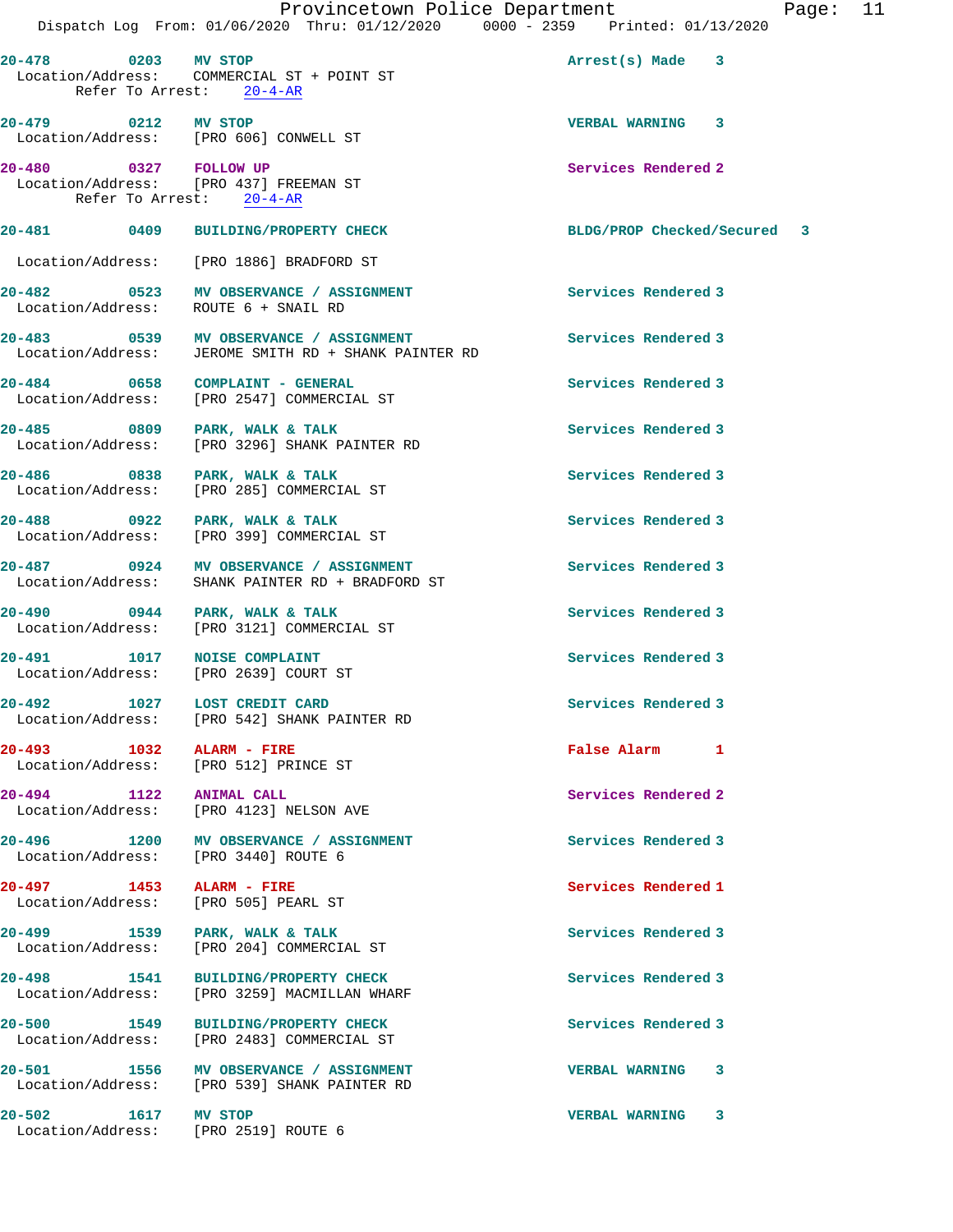Provincetown Police Department
Dispatch Log From: 01/06/2020 Thru: 01/12/2020 0000 - 2359 Printed: 01/13/2020

20-478 0203 MV STOP Arrest(s) Made 3
Location/Address: COMMERCIAL ST + POINT ST
Refer To Arrest: 20-4-AR

20-479 0212 MV STOP VERBAL WARNING 3
Location/Address: [PRO 606] CONWELL ST

20-480 0327 FOLLOW UP Services Rendered 2
Location/Address: [PRO 437] FREEMAN ST
Refer To Arrest: 20-4-AR

20-481 0409 BUILDING/PROPERTY CHECK BLDG/PROP Checked/Secured 3
Location/Address: [PRO 1886] BRADFORD ST

20-482 0523 MV OBSERVANCE / ASSIGNMENT Services Rendered 3
Location/Address: ROUTE 6 + SNAIL RD

20-483 0539 MV OBSERVANCE / ASSIGNMENT Services Rendered 3
Location/Address: JEROME SMITH RD + SHANK PAINTER RD

20-484 0658 COMPLAINT - GENERAL Services Rendered 3
Location/Address: [PRO 2547] COMMERCIAL ST

20-485 0809 PARK, WALK & TALK Services Rendered 3
Location/Address: [PRO 3296] SHANK PAINTER RD

20-486 0838 PARK, WALK & TALK Services Rendered 3
Location/Address: [PRO 285] COMMERCIAL ST

20-488 0922 PARK, WALK & TALK Services Rendered 3
Location/Address: [PRO 399] COMMERCIAL ST

20-487 0924 MV OBSERVANCE / ASSIGNMENT Services Rendered 3
Location/Address: SHANK PAINTER RD + BRADFORD ST

20-490 0944 PARK, WALK & TALK Services Rendered 3
Location/Address: [PRO 3121] COMMERCIAL ST

20-491 1017 NOISE COMPLAINT Services Rendered 3
Location/Address: [PRO 2639] COURT ST

20-492 1027 LOST CREDIT CARD Services Rendered 3
Location/Address: [PRO 542] SHANK PAINTER RD

20-493 1032 ALARM - FIRE False Alarm 1
Location/Address: [PRO 512] PRINCE ST

20-494 1122 ANIMAL CALL Services Rendered 2
Location/Address: [PRO 4123] NELSON AVE

20-496 1200 MV OBSERVANCE / ASSIGNMENT Services Rendered 3
Location/Address: [PRO 3440] ROUTE 6

20-497 1453 ALARM - FIRE Services Rendered 1
Location/Address: [PRO 505] PEARL ST

20-499 1539 PARK, WALK & TALK Services Rendered 3
Location/Address: [PRO 204] COMMERCIAL ST

20-498 1541 BUILDING/PROPERTY CHECK Services Rendered 3
Location/Address: [PRO 3259] MACMILLAN WHARF

20-500 1549 BUILDING/PROPERTY CHECK Services Rendered 3
Location/Address: [PRO 2483] COMMERCIAL ST

20-501 1556 MV OBSERVANCE / ASSIGNMENT VERBAL WARNING 3
Location/Address: [PRO 539] SHANK PAINTER RD

20-502 1617 MV STOP VERBAL WARNING 3
Location/Address: [PRO 2519] ROUTE 6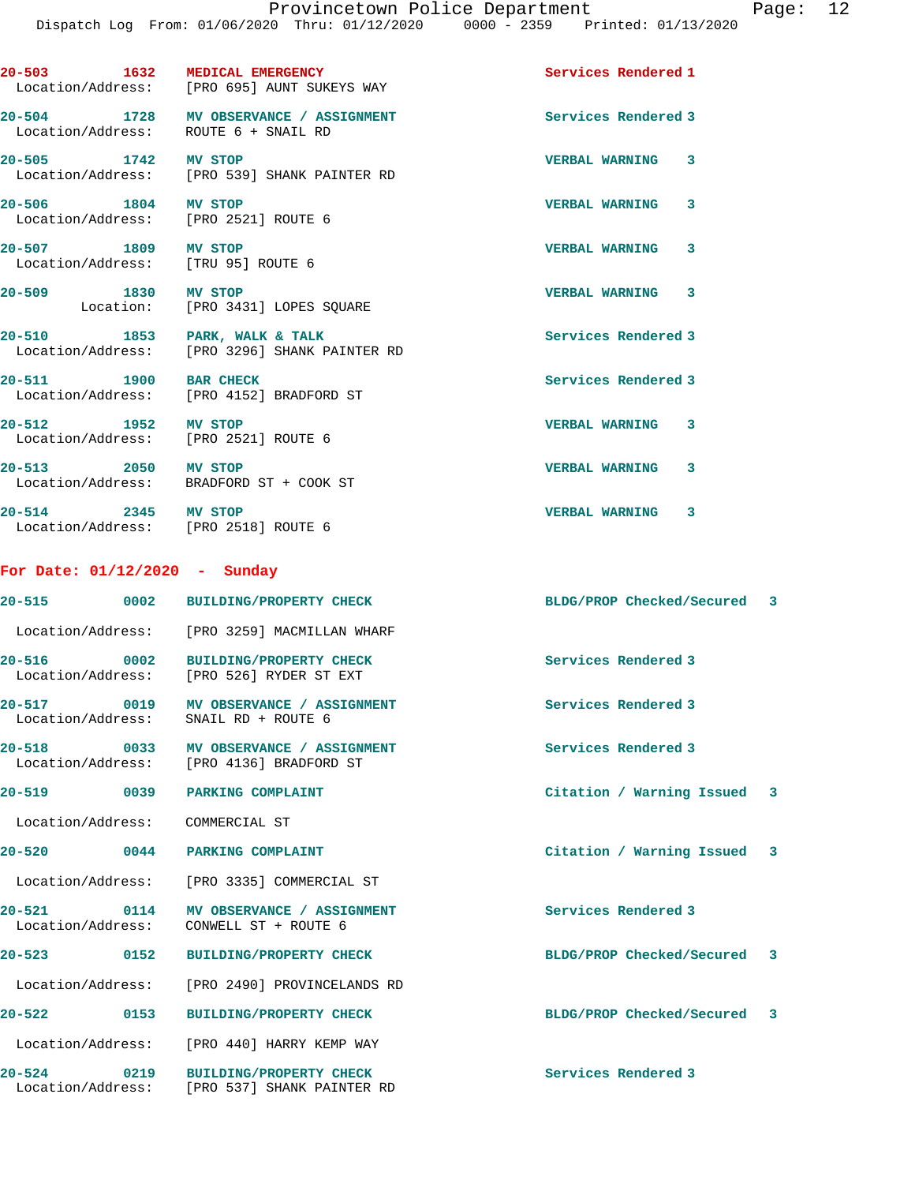20-503 1632 **MEDICAL EMERGENCY** Services Rendered 1
Location/Address: [PRO 695] AUNT SUKEYS WAY

20-504 1728 **MV OBSERVANCE / ASSIGNMENT** Services Rendered 3
Location/Address: ROUTE 6 + SNAIL RD

20-505 1742 **MV STOP** VERBAL WARNING 3
Location/Address: [PRO 539] SHANK PAINTER RD

20-506 1804 **MV STOP** VERBAL WARNING 3
Location/Address: [PRO 2521] ROUTE 6

20-507 1809 **MV STOP** VERBAL WARNING 3
Location/Address: [TRU 95] ROUTE 6

20-509 1830 **MV STOP** VERBAL WARNING 3
Location: [PRO 3431] LOPES SQUARE

20-510 1853 **PARK, WALK & TALK** Services Rendered 3
Location/Address: [PRO 3296] SHANK PAINTER RD

20-511 1900 **BAR CHECK** Services Rendered 3
Location/Address: [PRO 4152] BRADFORD ST

20-512 1952 **MV STOP** VERBAL WARNING 3
Location/Address: [PRO 2521] ROUTE 6

20-513 2050 **MV STOP** VERBAL WARNING 3
Location/Address: BRADFORD ST + COOK ST

20-514 2345 **MV STOP** VERBAL WARNING 3
Location/Address: [PRO 2518] ROUTE 6

## For Date: 01/12/2020 - Sunday

20-515 0002 **BUILDING/PROPERTY CHECK** BLDG/PROP Checked/Secured 3
Location/Address: [PRO 3259] MACMILLAN WHARF

20-516 0002 **BUILDING/PROPERTY CHECK** Services Rendered 3
Location/Address: [PRO 526] RYDER ST EXT

20-517 0019 **MV OBSERVANCE / ASSIGNMENT** Services Rendered 3
Location/Address: SNAIL RD + ROUTE 6

20-518 0033 **MV OBSERVANCE / ASSIGNMENT** Services Rendered 3
Location/Address: [PRO 4136] BRADFORD ST

20-519 0039 **PARKING COMPLAINT** Citation / Warning Issued 3
Location/Address: COMMERCIAL ST

20-520 0044 **PARKING COMPLAINT** Citation / Warning Issued 3
Location/Address: [PRO 3335] COMMERCIAL ST

20-521 0114 **MV OBSERVANCE / ASSIGNMENT** Services Rendered 3
Location/Address: CONWELL ST + ROUTE 6

20-523 0152 **BUILDING/PROPERTY CHECK** BLDG/PROP Checked/Secured 3
Location/Address: [PRO 2490] PROVINCELANDS RD

20-522 0153 **BUILDING/PROPERTY CHECK** BLDG/PROP Checked/Secured 3
Location/Address: [PRO 440] HARRY KEMP WAY

20-524 0219 **BUILDING/PROPERTY CHECK** Services Rendered 3
Location/Address: [PRO 537] SHANK PAINTER RD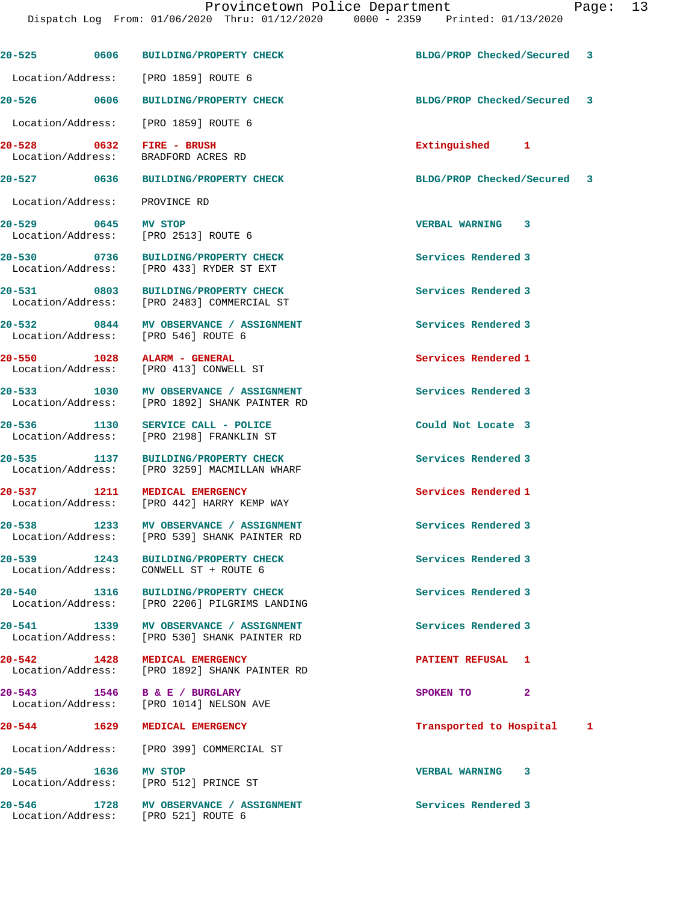| Call # | Time | Call Reason | Action | Priority |
|---|---|---|---|---|
| 20-525 | 0606 | BUILDING/PROPERTY CHECK | BLDG/PROP Checked/Secured | 3 |
| Location/Address: | | [PRO 1859] ROUTE 6 | | |
| 20-526 | 0606 | BUILDING/PROPERTY CHECK | BLDG/PROP Checked/Secured | 3 |
| Location/Address: | | [PRO 1859] ROUTE 6 | | |
| 20-528 | 0632 | FIRE - BRUSH | Extinguished | 1 |
| Location/Address: | | BRADFORD ACRES RD | | |
| 20-527 | 0636 | BUILDING/PROPERTY CHECK | BLDG/PROP Checked/Secured | 3 |
| Location/Address: | | PROVINCE RD | | |
| 20-529 | 0645 | MV STOP | VERBAL WARNING | 3 |
| Location/Address: | | [PRO 2513] ROUTE 6 | | |
| 20-530 | 0736 | BUILDING/PROPERTY CHECK | Services Rendered | 3 |
| Location/Address: | | [PRO 433] RYDER ST EXT | | |
| 20-531 | 0803 | BUILDING/PROPERTY CHECK | Services Rendered | 3 |
| Location/Address: | | [PRO 2483] COMMERCIAL ST | | |
| 20-532 | 0844 | MV OBSERVANCE / ASSIGNMENT | Services Rendered | 3 |
| Location/Address: | | [PRO 546] ROUTE 6 | | |
| 20-550 | 1028 | ALARM - GENERAL | Services Rendered | 1 |
| Location/Address: | | [PRO 413] CONWELL ST | | |
| 20-533 | 1030 | MV OBSERVANCE / ASSIGNMENT | Services Rendered | 3 |
| Location/Address: | | [PRO 1892] SHANK PAINTER RD | | |
| 20-536 | 1130 | SERVICE CALL - POLICE | Could Not Locate | 3 |
| Location/Address: | | [PRO 2198] FRANKLIN ST | | |
| 20-535 | 1137 | BUILDING/PROPERTY CHECK | Services Rendered | 3 |
| Location/Address: | | [PRO 3259] MACMILLAN WHARF | | |
| 20-537 | 1211 | MEDICAL EMERGENCY | Services Rendered | 1 |
| Location/Address: | | [PRO 442] HARRY KEMP WAY | | |
| 20-538 | 1233 | MV OBSERVANCE / ASSIGNMENT | Services Rendered | 3 |
| Location/Address: | | [PRO 539] SHANK PAINTER RD | | |
| 20-539 | 1243 | BUILDING/PROPERTY CHECK | Services Rendered | 3 |
| Location/Address: | | CONWELL ST + ROUTE 6 | | |
| 20-540 | 1316 | BUILDING/PROPERTY CHECK | Services Rendered | 3 |
| Location/Address: | | [PRO 2206] PILGRIMS LANDING | | |
| 20-541 | 1339 | MV OBSERVANCE / ASSIGNMENT | Services Rendered | 3 |
| Location/Address: | | [PRO 530] SHANK PAINTER RD | | |
| 20-542 | 1428 | MEDICAL EMERGENCY | PATIENT REFUSAL | 1 |
| Location/Address: | | [PRO 1892] SHANK PAINTER RD | | |
| 20-543 | 1546 | B & E / BURGLARY | SPOKEN TO | 2 |
| Location/Address: | | [PRO 1014] NELSON AVE | | |
| 20-544 | 1629 | MEDICAL EMERGENCY | Transported to Hospital | 1 |
| Location/Address: | | [PRO 399] COMMERCIAL ST | | |
| 20-545 | 1636 | MV STOP | VERBAL WARNING | 3 |
| Location/Address: | | [PRO 512] PRINCE ST | | |
| 20-546 | 1728 | MV OBSERVANCE / ASSIGNMENT | Services Rendered | 3 |
| Location/Address: | | [PRO 521] ROUTE 6 | | |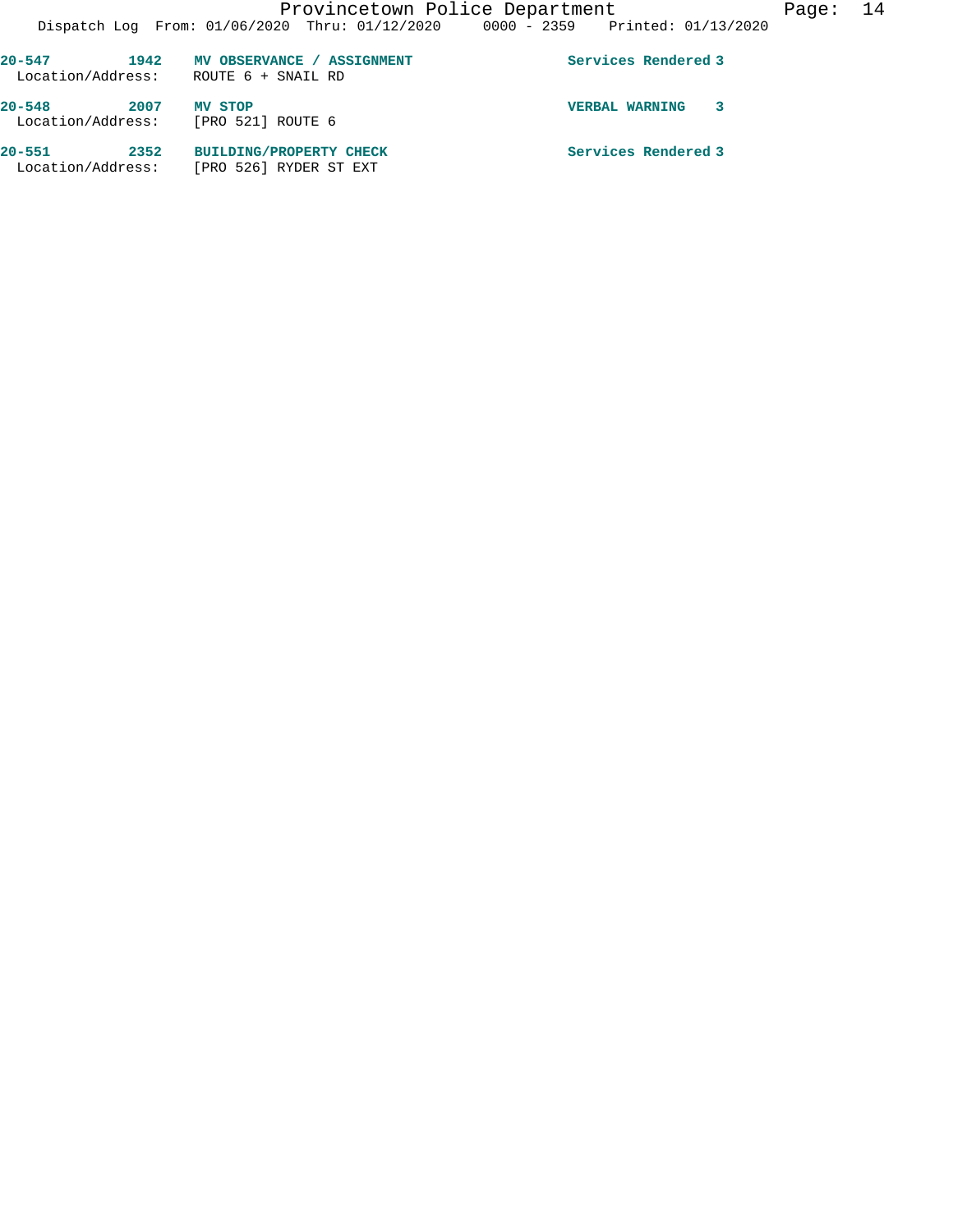| | | | |
|---|---|---|---|
| **20-547** | **1942** | **MV OBSERVANCE / ASSIGNMENT** | **Services Rendered 3** |
| Location/Address: | | ROUTE 6 + SNAIL RD | |
| **20-548** | **2007** | **MV STOP** | **VERBAL WARNING 3** |
| Location/Address: | | [PRO 521] ROUTE 6 | |
| **20-551** | **2352** | **BUILDING/PROPERTY CHECK** | **Services Rendered 3** |
| Location/Address: | | [PRO 526] RYDER ST EXT | |